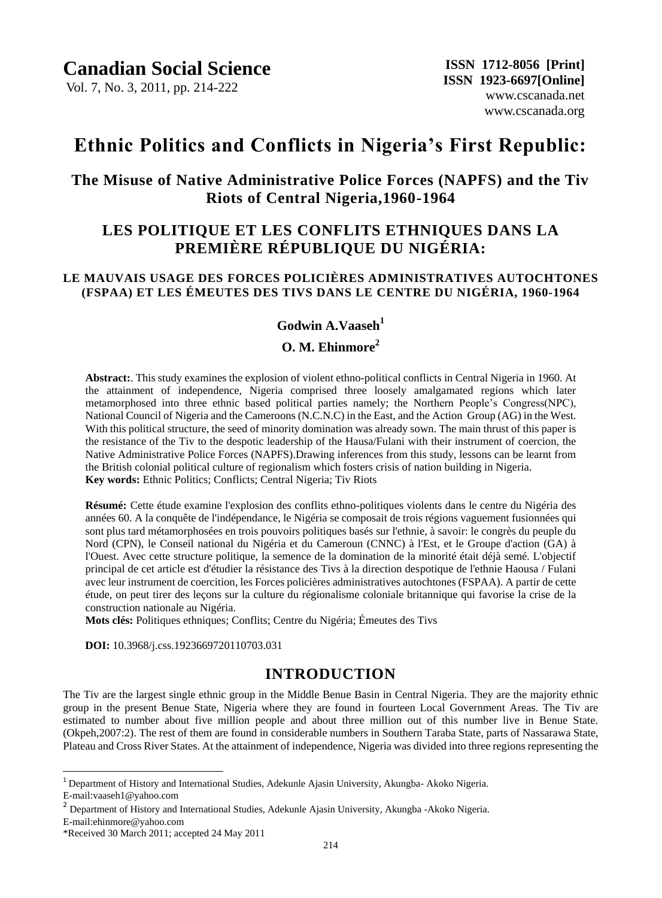Canadian Social Science
Vol. 7, No. 3, 2011, pp. 214-222

ISSN 1712-8056 [Print]
ISSN 1923-6697[Online]
www.cscanada.net
www.cscanada.org

# Ethnic Politics and Conflicts in Nigeria's First Republic:

## The Misuse of Native Administrative Police Forces (NAPFS) and the Tiv Riots of Central Nigeria,1960-1964

## LES POLITIQUE ET LES CONFLITS ETHNIQUES DANS LA PREMIÈRE RÉPUBLIQUE DU NIGÉRIA:

### LE MAUVAIS USAGE DES FORCES POLICIÈRES ADMINISTRATIVES AUTOCHTONES (FSPAA) ET LES ÉMEUTES DES TIVS DANS LE CENTRE DU NIGÉRIA, 1960-1964

**Godwin A.Vaaseh**[1]

**O. M. Ehinmore**[2]

**Abstract:**. This study examines the explosion of violent ethno-political conflicts in Central Nigeria in 1960. At the attainment of independence, Nigeria comprised three loosely amalgamated regions which later metamorphosed into three ethnic based political parties namely; the Northern People's Congress(NPC), National Council of Nigeria and the Cameroons (N.C.N.C) in the East, and the Action Group (AG) in the West. With this political structure, the seed of minority domination was already sown. The main thrust of this paper is the resistance of the Tiv to the despotic leadership of the Hausa/Fulani with their instrument of coercion, the Native Administrative Police Forces (NAPFS).Drawing inferences from this study, lessons can be learnt from the British colonial political culture of regionalism which fosters crisis of nation building in Nigeria.
**Key words:** Ethnic Politics; Conflicts; Central Nigeria; Tiv Riots

**Résumé:** Cette étude examine l'explosion des conflits ethno-politiques violents dans le centre du Nigéria des années 60. A la conquête de l'indépendance, le Nigéria se composait de trois régions vaguement fusionnées qui sont plus tard métamorphosées en trois pouvoirs politiques basés sur l'ethnie, à savoir: le congrès du peuple du Nord (CPN), le Conseil national du Nigéria et du Cameroun (CNNC) à l'Est, et le Groupe d'action (GA) à l'Ouest. Avec cette structure politique, la semence de la domination de la minorité était déjà semé. L'objectif principal de cet article est d'étudier la résistance des Tivs à la direction despotique de l'ethnie Haousa / Fulani avec leur instrument de coercition, les Forces policières administratives autochtones (FSPAA). A partir de cette étude, on peut tirer des leçons sur la culture du régionalisme coloniale britannique qui favorise la crise de la construction nationale au Nigéria.
**Mots clés:** Politiques ethniques; Conflits; Centre du Nigéria; Émeutes des Tivs

**DOI:** 10.3968/j.css.1923669720110703.031

## INTRODUCTION

The Tiv are the largest single ethnic group in the Middle Benue Basin in Central Nigeria. They are the majority ethnic group in the present Benue State, Nigeria where they are found in fourteen Local Government Areas. The Tiv are estimated to number about five million people and about three million out of this number live in Benue State. (Okpeh,2007:2). The rest of them are found in considerable numbers in Southern Taraba State, parts of Nassarawa State, Plateau and Cross River States. At the attainment of independence, Nigeria was divided into three regions representing the

[1] Department of History and International Studies, Adekunle Ajasin University, Akungba- Akoko Nigeria.
E-mail:vaaseh1@yahoo.com
[2] Department of History and International Studies, Adekunle Ajasin University, Akungba -Akoko Nigeria.
E-mail:ehinmore@yahoo.com
*Received 30 March 2011; accepted 24 May 2011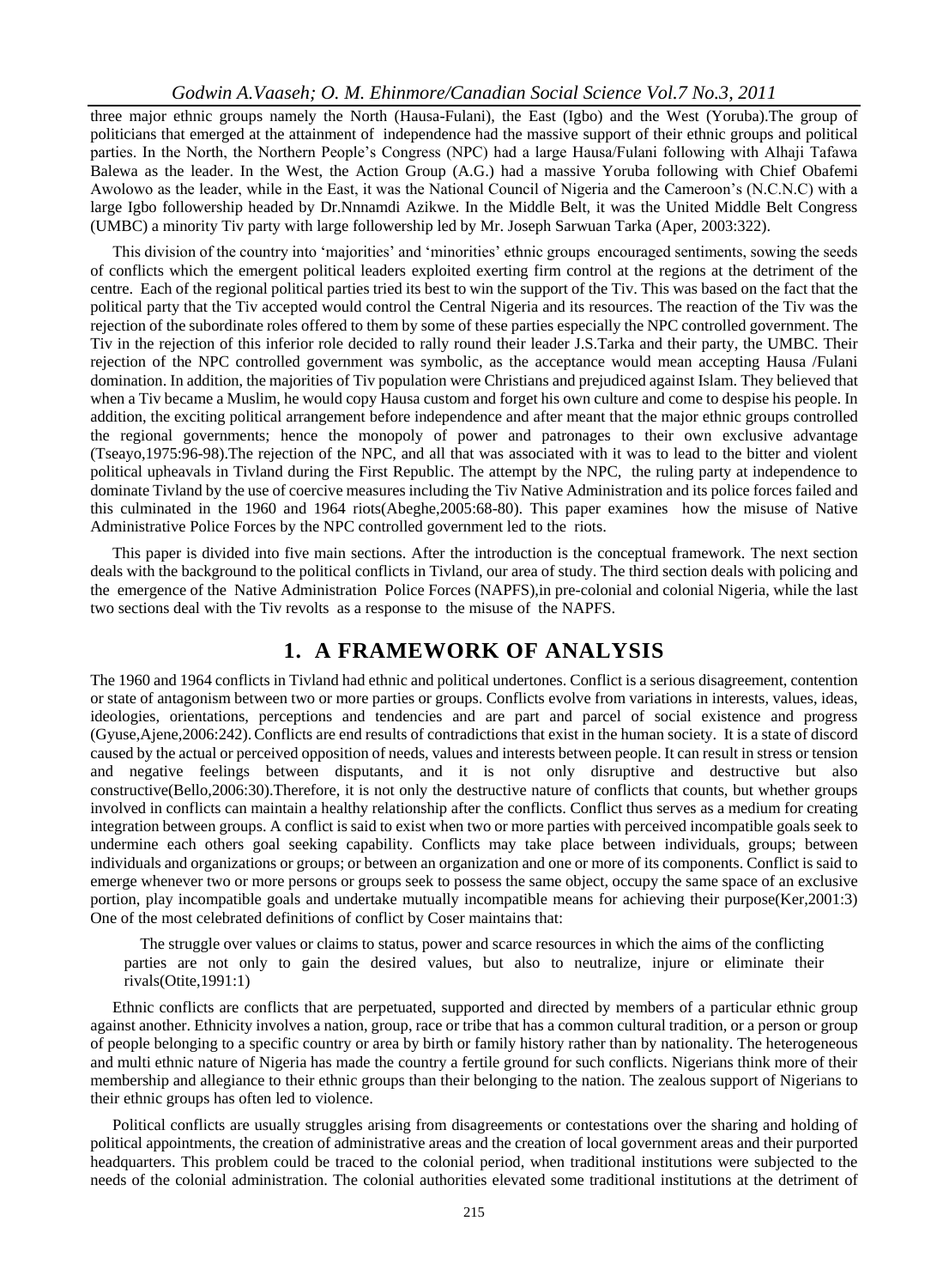three major ethnic groups namely the North (Hausa-Fulani), the East (Igbo) and the West (Yoruba).The group of politicians that emerged at the attainment of independence had the massive support of their ethnic groups and political parties. In the North, the Northern People's Congress (NPC) had a large Hausa/Fulani following with Alhaji Tafawa Balewa as the leader. In the West, the Action Group (A.G.) had a massive Yoruba following with Chief Obafemi Awolowo as the leader, while in the East, it was the National Council of Nigeria and the Cameroon's (N.C.N.C) with a large Igbo followership headed by Dr.Nnnamdi Azikwe. In the Middle Belt, it was the United Middle Belt Congress (UMBC) a minority Tiv party with large followership led by Mr. Joseph Sarwuan Tarka (Aper, 2003:322).

This division of the country into 'majorities' and 'minorities' ethnic groups encouraged sentiments, sowing the seeds of conflicts which the emergent political leaders exploited exerting firm control at the regions at the detriment of the centre. Each of the regional political parties tried its best to win the support of the Tiv. This was based on the fact that the political party that the Tiv accepted would control the Central Nigeria and its resources. The reaction of the Tiv was the rejection of the subordinate roles offered to them by some of these parties especially the NPC controlled government. The Tiv in the rejection of this inferior role decided to rally round their leader J.S.Tarka and their party, the UMBC. Their rejection of the NPC controlled government was symbolic, as the acceptance would mean accepting Hausa /Fulani domination. In addition, the majorities of Tiv population were Christians and prejudiced against Islam. They believed that when a Tiv became a Muslim, he would copy Hausa custom and forget his own culture and come to despise his people. In addition, the exciting political arrangement before independence and after meant that the major ethnic groups controlled the regional governments; hence the monopoly of power and patronages to their own exclusive advantage (Tseayo,1975:96-98).The rejection of the NPC, and all that was associated with it was to lead to the bitter and violent political upheavals in Tivland during the First Republic. The attempt by the NPC, the ruling party at independence to dominate Tivland by the use of coercive measures including the Tiv Native Administration and its police forces failed and this culminated in the 1960 and 1964 riots(Abeghe,2005:68-80). This paper examines how the misuse of Native Administrative Police Forces by the NPC controlled government led to the riots.

This paper is divided into five main sections. After the introduction is the conceptual framework. The next section deals with the background to the political conflicts in Tivland, our area of study. The third section deals with policing and the emergence of the Native Administration Police Forces (NAPFS),in pre-colonial and colonial Nigeria, while the last two sections deal with the Tiv revolts as a response to the misuse of the NAPFS.

## 1. A FRAMEWORK OF ANALYSIS

The 1960 and 1964 conflicts in Tivland had ethnic and political undertones. Conflict is a serious disagreement, contention or state of antagonism between two or more parties or groups. Conflicts evolve from variations in interests, values, ideas, ideologies, orientations, perceptions and tendencies and are part and parcel of social existence and progress (Gyuse,Ajene,2006:242). Conflicts are end results of contradictions that exist in the human society. It is a state of discord caused by the actual or perceived opposition of needs, values and interests between people. It can result in stress or tension and negative feelings between disputants, and it is not only disruptive and destructive but also constructive(Bello,2006:30).Therefore, it is not only the destructive nature of conflicts that counts, but whether groups involved in conflicts can maintain a healthy relationship after the conflicts. Conflict thus serves as a medium for creating integration between groups. A conflict is said to exist when two or more parties with perceived incompatible goals seek to undermine each others goal seeking capability. Conflicts may take place between individuals, groups; between individuals and organizations or groups; or between an organization and one or more of its components. Conflict is said to emerge whenever two or more persons or groups seek to possess the same object, occupy the same space of an exclusive portion, play incompatible goals and undertake mutually incompatible means for achieving their purpose(Ker,2001:3) One of the most celebrated definitions of conflict by Coser maintains that:

> The struggle over values or claims to status, power and scarce resources in which the aims of the conflicting parties are not only to gain the desired values, but also to neutralize, injure or eliminate their rivals(Otite,1991:1)

Ethnic conflicts are conflicts that are perpetuated, supported and directed by members of a particular ethnic group against another. Ethnicity involves a nation, group, race or tribe that has a common cultural tradition, or a person or group of people belonging to a specific country or area by birth or family history rather than by nationality. The heterogeneous and multi ethnic nature of Nigeria has made the country a fertile ground for such conflicts. Nigerians think more of their membership and allegiance to their ethnic groups than their belonging to the nation. The zealous support of Nigerians to their ethnic groups has often led to violence.

Political conflicts are usually struggles arising from disagreements or contestations over the sharing and holding of political appointments, the creation of administrative areas and the creation of local government areas and their purported headquarters. This problem could be traced to the colonial period, when traditional institutions were subjected to the needs of the colonial administration. The colonial authorities elevated some traditional institutions at the detriment of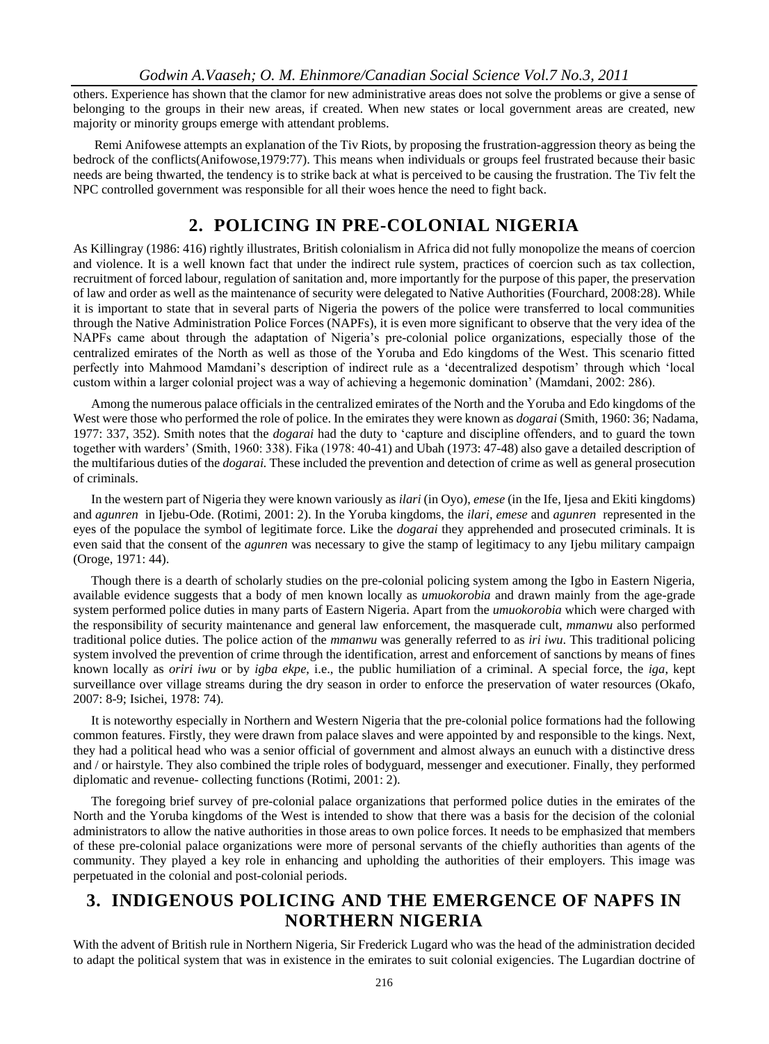others. Experience has shown that the clamor for new administrative areas does not solve the problems or give a sense of belonging to the groups in their new areas, if created. When new states or local government areas are created, new majority or minority groups emerge with attendant problems.

Remi Anifowese attempts an explanation of the Tiv Riots, by proposing the frustration-aggression theory as being the bedrock of the conflicts(Anifowose,1979:77). This means when individuals or groups feel frustrated because their basic needs are being thwarted, the tendency is to strike back at what is perceived to be causing the frustration. The Tiv felt the NPC controlled government was responsible for all their woes hence the need to fight back.

## 2. POLICING IN PRE-COLONIAL NIGERIA

As Killingray (1986: 416) rightly illustrates, British colonialism in Africa did not fully monopolize the means of coercion and violence. It is a well known fact that under the indirect rule system, practices of coercion such as tax collection, recruitment of forced labour, regulation of sanitation and, more importantly for the purpose of this paper, the preservation of law and order as well as the maintenance of security were delegated to Native Authorities (Fourchard, 2008:28). While it is important to state that in several parts of Nigeria the powers of the police were transferred to local communities through the Native Administration Police Forces (NAPFs), it is even more significant to observe that the very idea of the NAPFs came about through the adaptation of Nigeria's pre-colonial police organizations, especially those of the centralized emirates of the North as well as those of the Yoruba and Edo kingdoms of the West. This scenario fitted perfectly into Mahmood Mamdani's description of indirect rule as a 'decentralized despotism' through which 'local custom within a larger colonial project was a way of achieving a hegemonic domination' (Mamdani, 2002: 286).

Among the numerous palace officials in the centralized emirates of the North and the Yoruba and Edo kingdoms of the West were those who performed the role of police. In the emirates they were known as *dogarai* (Smith, 1960: 36; Nadama, 1977: 337, 352). Smith notes that the *dogarai* had the duty to 'capture and discipline offenders, and to guard the town together with warders' (Smith, 1960: 338). Fika (1978: 40-41) and Ubah (1973: 47-48) also gave a detailed description of the multifarious duties of the *dogarai.* These included the prevention and detection of crime as well as general prosecution of criminals.

In the western part of Nigeria they were known variously as *ilari* (in Oyo), *emese* (in the Ife, Ijesa and Ekiti kingdoms) and *agunren* in Ijebu-Ode. (Rotimi, 2001: 2). In the Yoruba kingdoms, the *ilari*, *emese* and *agunren* represented in the eyes of the populace the symbol of legitimate force. Like the *dogarai* they apprehended and prosecuted criminals. It is even said that the consent of the *agunren* was necessary to give the stamp of legitimacy to any Ijebu military campaign (Oroge, 1971: 44).

Though there is a dearth of scholarly studies on the pre-colonial policing system among the Igbo in Eastern Nigeria, available evidence suggests that a body of men known locally as *umuokorobia* and drawn mainly from the age-grade system performed police duties in many parts of Eastern Nigeria. Apart from the *umuokorobia* which were charged with the responsibility of security maintenance and general law enforcement, the masquerade cult, *mmanwu* also performed traditional police duties. The police action of the *mmanwu* was generally referred to as *iri iwu*. This traditional policing system involved the prevention of crime through the identification, arrest and enforcement of sanctions by means of fines known locally as *oriri iwu* or by *igba ekpe*, i.e., the public humiliation of a criminal. A special force, the *iga*, kept surveillance over village streams during the dry season in order to enforce the preservation of water resources (Okafo, 2007: 8-9; Isichei, 1978: 74).

It is noteworthy especially in Northern and Western Nigeria that the pre-colonial police formations had the following common features. Firstly, they were drawn from palace slaves and were appointed by and responsible to the kings. Next, they had a political head who was a senior official of government and almost always an eunuch with a distinctive dress and / or hairstyle. They also combined the triple roles of bodyguard, messenger and executioner. Finally, they performed diplomatic and revenue- collecting functions (Rotimi, 2001: 2).

The foregoing brief survey of pre-colonial palace organizations that performed police duties in the emirates of the North and the Yoruba kingdoms of the West is intended to show that there was a basis for the decision of the colonial administrators to allow the native authorities in those areas to own police forces. It needs to be emphasized that members of these pre-colonial palace organizations were more of personal servants of the chiefly authorities than agents of the community. They played a key role in enhancing and upholding the authorities of their employers. This image was perpetuated in the colonial and post-colonial periods.

## 3. INDIGENOUS POLICING AND THE EMERGENCE OF NAPFS IN NORTHERN NIGERIA

With the advent of British rule in Northern Nigeria, Sir Frederick Lugard who was the head of the administration decided to adapt the political system that was in existence in the emirates to suit colonial exigencies. The Lugardian doctrine of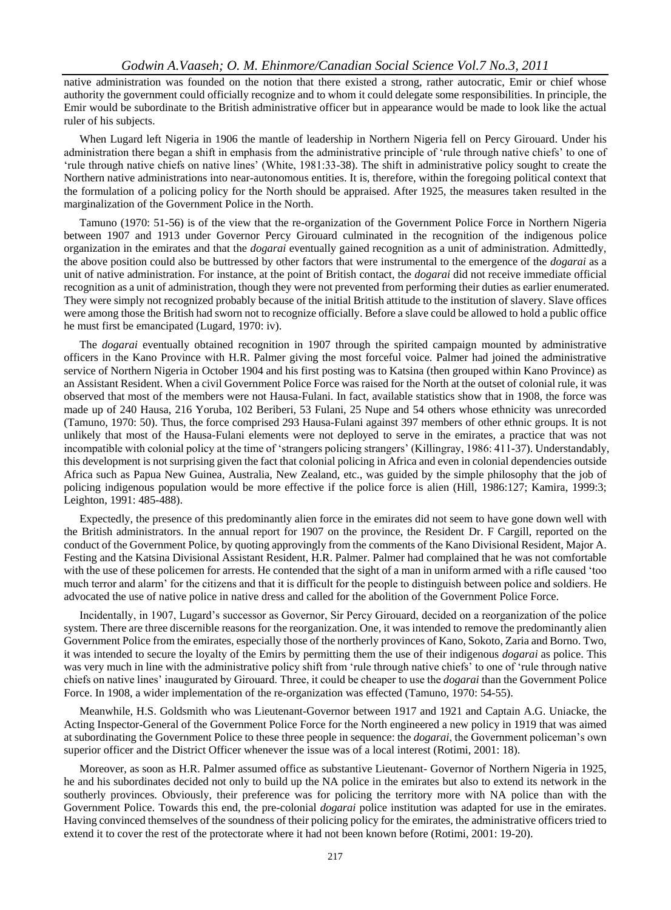native administration was founded on the notion that there existed a strong, rather autocratic, Emir or chief whose authority the government could officially recognize and to whom it could delegate some responsibilities. In principle, the Emir would be subordinate to the British administrative officer but in appearance would be made to look like the actual ruler of his subjects.

When Lugard left Nigeria in 1906 the mantle of leadership in Northern Nigeria fell on Percy Girouard. Under his administration there began a shift in emphasis from the administrative principle of 'rule through native chiefs' to one of 'rule through native chiefs on native lines' (White, 1981:33-38). The shift in administrative policy sought to create the Northern native administrations into near-autonomous entities. It is, therefore, within the foregoing political context that the formulation of a policing policy for the North should be appraised. After 1925, the measures taken resulted in the marginalization of the Government Police in the North.

Tamuno (1970: 51-56) is of the view that the re-organization of the Government Police Force in Northern Nigeria between 1907 and 1913 under Governor Percy Girouard culminated in the recognition of the indigenous police organization in the emirates and that the *dogarai* eventually gained recognition as a unit of administration. Admittedly, the above position could also be buttressed by other factors that were instrumental to the emergence of the *dogarai* as a unit of native administration. For instance, at the point of British contact, the *dogarai* did not receive immediate official recognition as a unit of administration, though they were not prevented from performing their duties as earlier enumerated. They were simply not recognized probably because of the initial British attitude to the institution of slavery. Slave offices were among those the British had sworn not to recognize officially. Before a slave could be allowed to hold a public office he must first be emancipated (Lugard, 1970: iv).

The *dogarai* eventually obtained recognition in 1907 through the spirited campaign mounted by administrative officers in the Kano Province with H.R. Palmer giving the most forceful voice. Palmer had joined the administrative service of Northern Nigeria in October 1904 and his first posting was to Katsina (then grouped within Kano Province) as an Assistant Resident. When a civil Government Police Force was raised for the North at the outset of colonial rule, it was observed that most of the members were not Hausa-Fulani. In fact, available statistics show that in 1908, the force was made up of 240 Hausa, 216 Yoruba, 102 Beriberi, 53 Fulani, 25 Nupe and 54 others whose ethnicity was unrecorded (Tamuno, 1970: 50). Thus, the force comprised 293 Hausa-Fulani against 397 members of other ethnic groups. It is not unlikely that most of the Hausa-Fulani elements were not deployed to serve in the emirates, a practice that was not incompatible with colonial policy at the time of 'strangers policing strangers' (Killingray, 1986: 411-37). Understandably, this development is not surprising given the fact that colonial policing in Africa and even in colonial dependencies outside Africa such as Papua New Guinea, Australia, New Zealand, etc., was guided by the simple philosophy that the job of policing indigenous population would be more effective if the police force is alien (Hill, 1986:127; Kamira, 1999:3; Leighton, 1991: 485-488).

Expectedly, the presence of this predominantly alien force in the emirates did not seem to have gone down well with the British administrators. In the annual report for 1907 on the province, the Resident Dr. F Cargill, reported on the conduct of the Government Police, by quoting approvingly from the comments of the Kano Divisional Resident, Major A. Festing and the Katsina Divisional Assistant Resident, H.R. Palmer. Palmer had complained that he was not comfortable with the use of these policemen for arrests. He contended that the sight of a man in uniform armed with a rifle caused 'too much terror and alarm' for the citizens and that it is difficult for the people to distinguish between police and soldiers. He advocated the use of native police in native dress and called for the abolition of the Government Police Force.

Incidentally, in 1907, Lugard's successor as Governor, Sir Percy Girouard, decided on a reorganization of the police system. There are three discernible reasons for the reorganization. One, it was intended to remove the predominantly alien Government Police from the emirates, especially those of the northerly provinces of Kano, Sokoto, Zaria and Borno. Two, it was intended to secure the loyalty of the Emirs by permitting them the use of their indigenous *dogarai* as police. This was very much in line with the administrative policy shift from 'rule through native chiefs' to one of 'rule through native chiefs on native lines' inaugurated by Girouard. Three, it could be cheaper to use the *dogarai* than the Government Police Force. In 1908, a wider implementation of the re-organization was effected (Tamuno, 1970: 54-55).

Meanwhile, H.S. Goldsmith who was Lieutenant-Governor between 1917 and 1921 and Captain A.G. Uniacke, the Acting Inspector-General of the Government Police Force for the North engineered a new policy in 1919 that was aimed at subordinating the Government Police to these three people in sequence: the *dogarai*, the Government policeman's own superior officer and the District Officer whenever the issue was of a local interest (Rotimi, 2001: 18).

Moreover, as soon as H.R. Palmer assumed office as substantive Lieutenant- Governor of Northern Nigeria in 1925, he and his subordinates decided not only to build up the NA police in the emirates but also to extend its network in the southerly provinces. Obviously, their preference was for policing the territory more with NA police than with the Government Police. Towards this end, the pre-colonial *dogarai* police institution was adapted for use in the emirates. Having convinced themselves of the soundness of their policing policy for the emirates, the administrative officers tried to extend it to cover the rest of the protectorate where it had not been known before (Rotimi, 2001: 19-20).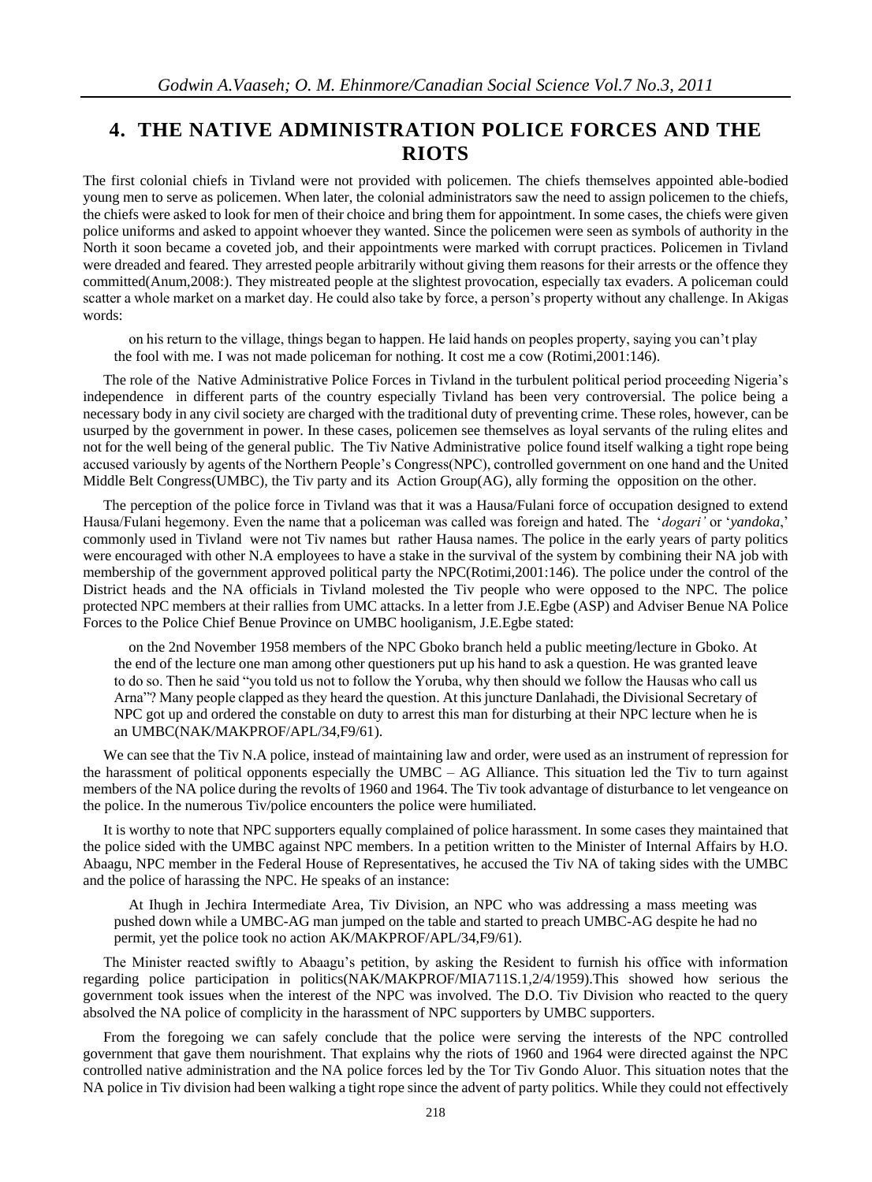## 4. THE NATIVE ADMINISTRATION POLICE FORCES AND THE RIOTS

The first colonial chiefs in Tivland were not provided with policemen. The chiefs themselves appointed able-bodied young men to serve as policemen. When later, the colonial administrators saw the need to assign policemen to the chiefs, the chiefs were asked to look for men of their choice and bring them for appointment. In some cases, the chiefs were given police uniforms and asked to appoint whoever they wanted. Since the policemen were seen as symbols of authority in the North it soon became a coveted job, and their appointments were marked with corrupt practices. Policemen in Tivland were dreaded and feared. They arrested people arbitrarily without giving them reasons for their arrests or the offence they committed(Anum,2008:). They mistreated people at the slightest provocation, especially tax evaders. A policeman could scatter a whole market on a market day. He could also take by force, a person's property without any challenge. In Akigas words:

> on his return to the village, things began to happen. He laid hands on peoples property, saying you can't play the fool with me. I was not made policeman for nothing. It cost me a cow (Rotimi,2001:146).

The role of the Native Administrative Police Forces in Tivland in the turbulent political period proceeding Nigeria's independence in different parts of the country especially Tivland has been very controversial. The police being a necessary body in any civil society are charged with the traditional duty of preventing crime. These roles, however, can be usurped by the government in power. In these cases, policemen see themselves as loyal servants of the ruling elites and not for the well being of the general public. The Tiv Native Administrative police found itself walking a tight rope being accused variously by agents of the Northern People's Congress(NPC), controlled government on one hand and the United Middle Belt Congress(UMBC), the Tiv party and its Action Group(AG), ally forming the opposition on the other.

The perception of the police force in Tivland was that it was a Hausa/Fulani force of occupation designed to extend Hausa/Fulani hegemony. Even the name that a policeman was called was foreign and hated. The '*dogari'* or '*yandoka*,' commonly used in Tivland were not Tiv names but rather Hausa names. The police in the early years of party politics were encouraged with other N.A employees to have a stake in the survival of the system by combining their NA job with membership of the government approved political party the NPC(Rotimi,2001:146). The police under the control of the District heads and the NA officials in Tivland molested the Tiv people who were opposed to the NPC. The police protected NPC members at their rallies from UMC attacks. In a letter from J.E.Egbe (ASP) and Adviser Benue NA Police Forces to the Police Chief Benue Province on UMBC hooliganism, J.E.Egbe stated:

> on the 2nd November 1958 members of the NPC Gboko branch held a public meeting/lecture in Gboko. At the end of the lecture one man among other questioners put up his hand to ask a question. He was granted leave to do so. Then he said "you told us not to follow the Yoruba, why then should we follow the Hausas who call us Arna"? Many people clapped as they heard the question. At this juncture Danlahadi, the Divisional Secretary of NPC got up and ordered the constable on duty to arrest this man for disturbing at their NPC lecture when he is an UMBC(NAK/MAKPROF/APL/34,F9/61).

We can see that the Tiv N.A police, instead of maintaining law and order, were used as an instrument of repression for the harassment of political opponents especially the UMBC – AG Alliance. This situation led the Tiv to turn against members of the NA police during the revolts of 1960 and 1964. The Tiv took advantage of disturbance to let vengeance on the police. In the numerous Tiv/police encounters the police were humiliated.

It is worthy to note that NPC supporters equally complained of police harassment. In some cases they maintained that the police sided with the UMBC against NPC members. In a petition written to the Minister of Internal Affairs by H.O. Abaagu, NPC member in the Federal House of Representatives, he accused the Tiv NA of taking sides with the UMBC and the police of harassing the NPC. He speaks of an instance:

> At Ihugh in Jechira Intermediate Area, Tiv Division, an NPC who was addressing a mass meeting was pushed down while a UMBC-AG man jumped on the table and started to preach UMBC-AG despite he had no permit, yet the police took no action AK/MAKPROF/APL/34,F9/61).

The Minister reacted swiftly to Abaagu's petition, by asking the Resident to furnish his office with information regarding police participation in politics(NAK/MAKPROF/MIA711S.1,2/4/1959).This showed how serious the government took issues when the interest of the NPC was involved. The D.O. Tiv Division who reacted to the query absolved the NA police of complicity in the harassment of NPC supporters by UMBC supporters.

From the foregoing we can safely conclude that the police were serving the interests of the NPC controlled government that gave them nourishment. That explains why the riots of 1960 and 1964 were directed against the NPC controlled native administration and the NA police forces led by the Tor Tiv Gondo Aluor. This situation notes that the NA police in Tiv division had been walking a tight rope since the advent of party politics. While they could not effectively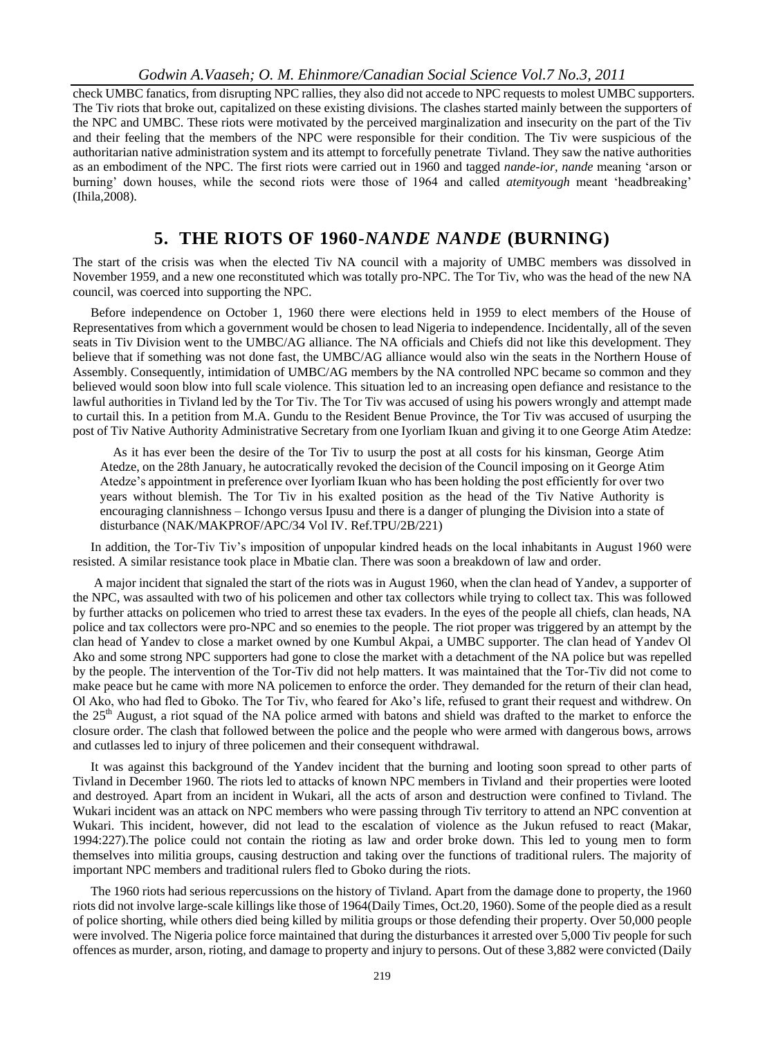check UMBC fanatics, from disrupting NPC rallies, they also did not accede to NPC requests to molest UMBC supporters. The Tiv riots that broke out, capitalized on these existing divisions. The clashes started mainly between the supporters of the NPC and UMBC. These riots were motivated by the perceived marginalization and insecurity on the part of the Tiv and their feeling that the members of the NPC were responsible for their condition. The Tiv were suspicious of the authoritarian native administration system and its attempt to forcefully penetrate Tivland. They saw the native authorities as an embodiment of the NPC. The first riots were carried out in 1960 and tagged *nande-ior, nande* meaning 'arson or burning' down houses, while the second riots were those of 1964 and called *atemityough* meant 'headbreaking' (Ihila,2008).

## 5. THE RIOTS OF 1960-*NANDE NANDE* (BURNING)

The start of the crisis was when the elected Tiv NA council with a majority of UMBC members was dissolved in November 1959, and a new one reconstituted which was totally pro-NPC. The Tor Tiv, who was the head of the new NA council, was coerced into supporting the NPC.

Before independence on October 1, 1960 there were elections held in 1959 to elect members of the House of Representatives from which a government would be chosen to lead Nigeria to independence. Incidentally, all of the seven seats in Tiv Division went to the UMBC/AG alliance. The NA officials and Chiefs did not like this development. They believe that if something was not done fast, the UMBC/AG alliance would also win the seats in the Northern House of Assembly. Consequently, intimidation of UMBC/AG members by the NA controlled NPC became so common and they believed would soon blow into full scale violence. This situation led to an increasing open defiance and resistance to the lawful authorities in Tivland led by the Tor Tiv. The Tor Tiv was accused of using his powers wrongly and attempt made to curtail this. In a petition from M.A. Gundu to the Resident Benue Province, the Tor Tiv was accused of usurping the post of Tiv Native Authority Administrative Secretary from one Iyorliam Ikuan and giving it to one George Atim Atedze:

> As it has ever been the desire of the Tor Tiv to usurp the post at all costs for his kinsman, George Atim Atedze, on the 28th January, he autocratically revoked the decision of the Council imposing on it George Atim Atedze's appointment in preference over Iyorliam Ikuan who has been holding the post efficiently for over two years without blemish. The Tor Tiv in his exalted position as the head of the Tiv Native Authority is encouraging clannishness – Ichongo versus Ipusu and there is a danger of plunging the Division into a state of disturbance (NAK/MAKPROF/APC/34 Vol IV. Ref.TPU/2B/221)

In addition, the Tor-Tiv Tiv's imposition of unpopular kindred heads on the local inhabitants in August 1960 were resisted. A similar resistance took place in Mbatie clan. There was soon a breakdown of law and order.

A major incident that signaled the start of the riots was in August 1960, when the clan head of Yandev, a supporter of the NPC, was assaulted with two of his policemen and other tax collectors while trying to collect tax. This was followed by further attacks on policemen who tried to arrest these tax evaders. In the eyes of the people all chiefs, clan heads, NA police and tax collectors were pro-NPC and so enemies to the people. The riot proper was triggered by an attempt by the clan head of Yandev to close a market owned by one Kumbul Akpai, a UMBC supporter. The clan head of Yandev Ol Ako and some strong NPC supporters had gone to close the market with a detachment of the NA police but was repelled by the people. The intervention of the Tor-Tiv did not help matters. It was maintained that the Tor-Tiv did not come to make peace but he came with more NA policemen to enforce the order. They demanded for the return of their clan head, Ol Ako, who had fled to Gboko. The Tor Tiv, who feared for Ako's life, refused to grant their request and withdrew. On the 25th August, a riot squad of the NA police armed with batons and shield was drafted to the market to enforce the closure order. The clash that followed between the police and the people who were armed with dangerous bows, arrows and cutlasses led to injury of three policemen and their consequent withdrawal.

It was against this background of the Yandev incident that the burning and looting soon spread to other parts of Tivland in December 1960. The riots led to attacks of known NPC members in Tivland and their properties were looted and destroyed. Apart from an incident in Wukari, all the acts of arson and destruction were confined to Tivland. The Wukari incident was an attack on NPC members who were passing through Tiv territory to attend an NPC convention at Wukari. This incident, however, did not lead to the escalation of violence as the Jukun refused to react (Makar, 1994:227).The police could not contain the rioting as law and order broke down. This led to young men to form themselves into militia groups, causing destruction and taking over the functions of traditional rulers. The majority of important NPC members and traditional rulers fled to Gboko during the riots.

The 1960 riots had serious repercussions on the history of Tivland. Apart from the damage done to property, the 1960 riots did not involve large-scale killings like those of 1964(Daily Times, Oct.20, 1960). Some of the people died as a result of police shorting, while others died being killed by militia groups or those defending their property. Over 50,000 people were involved. The Nigeria police force maintained that during the disturbances it arrested over 5,000 Tiv people for such offences as murder, arson, rioting, and damage to property and injury to persons. Out of these 3,882 were convicted (Daily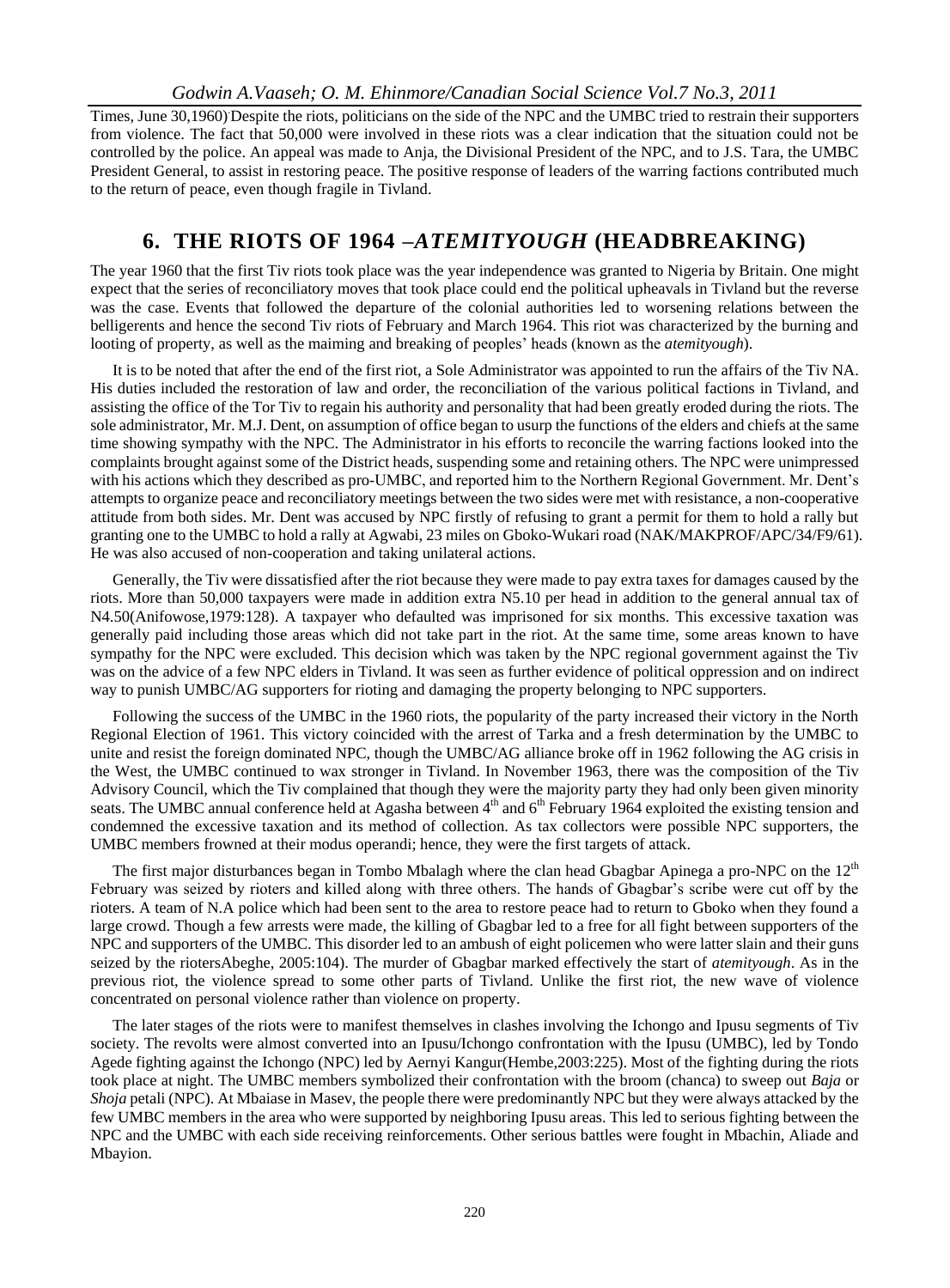Times, June 30,1960) Despite the riots, politicians on the side of the NPC and the UMBC tried to restrain their supporters from violence. The fact that 50,000 were involved in these riots was a clear indication that the situation could not be controlled by the police. An appeal was made to Anja, the Divisional President of the NPC, and to J.S. Tara, the UMBC President General, to assist in restoring peace. The positive response of leaders of the warring factions contributed much to the return of peace, even though fragile in Tivland.

## 6. THE RIOTS OF 1964 –*ATEMITYOUGH* (HEADBREAKING)

The year 1960 that the first Tiv riots took place was the year independence was granted to Nigeria by Britain. One might expect that the series of reconciliatory moves that took place could end the political upheavals in Tivland but the reverse was the case. Events that followed the departure of the colonial authorities led to worsening relations between the belligerents and hence the second Tiv riots of February and March 1964. This riot was characterized by the burning and looting of property, as well as the maiming and breaking of peoples' heads (known as the *atemityough*).

It is to be noted that after the end of the first riot, a Sole Administrator was appointed to run the affairs of the Tiv NA. His duties included the restoration of law and order, the reconciliation of the various political factions in Tivland, and assisting the office of the Tor Tiv to regain his authority and personality that had been greatly eroded during the riots. The sole administrator, Mr. M.J. Dent, on assumption of office began to usurp the functions of the elders and chiefs at the same time showing sympathy with the NPC. The Administrator in his efforts to reconcile the warring factions looked into the complaints brought against some of the District heads, suspending some and retaining others. The NPC were unimpressed with his actions which they described as pro-UMBC, and reported him to the Northern Regional Government. Mr. Dent's attempts to organize peace and reconciliatory meetings between the two sides were met with resistance, a non-cooperative attitude from both sides. Mr. Dent was accused by NPC firstly of refusing to grant a permit for them to hold a rally but granting one to the UMBC to hold a rally at Agwabi, 23 miles on Gboko-Wukari road (NAK/MAKPROF/APC/34/F9/61). He was also accused of non-cooperation and taking unilateral actions.

Generally, the Tiv were dissatisfied after the riot because they were made to pay extra taxes for damages caused by the riots. More than 50,000 taxpayers were made in addition extra N5.10 per head in addition to the general annual tax of N4.50(Anifowose,1979:128). A taxpayer who defaulted was imprisoned for six months. This excessive taxation was generally paid including those areas which did not take part in the riot. At the same time, some areas known to have sympathy for the NPC were excluded. This decision which was taken by the NPC regional government against the Tiv was on the advice of a few NPC elders in Tivland. It was seen as further evidence of political oppression and on indirect way to punish UMBC/AG supporters for rioting and damaging the property belonging to NPC supporters.

Following the success of the UMBC in the 1960 riots, the popularity of the party increased their victory in the North Regional Election of 1961. This victory coincided with the arrest of Tarka and a fresh determination by the UMBC to unite and resist the foreign dominated NPC, though the UMBC/AG alliance broke off in 1962 following the AG crisis in the West, the UMBC continued to wax stronger in Tivland. In November 1963, there was the composition of the Tiv Advisory Council, which the Tiv complained that though they were the majority party they had only been given minority seats. The UMBC annual conference held at Agasha between 4th and 6th February 1964 exploited the existing tension and condemned the excessive taxation and its method of collection. As tax collectors were possible NPC supporters, the UMBC members frowned at their modus operandi; hence, they were the first targets of attack.

The first major disturbances began in Tombo Mbalagh where the clan head Gbagbar Apinega a pro-NPC on the 12th February was seized by rioters and killed along with three others. The hands of Gbagbar's scribe were cut off by the rioters. A team of N.A police which had been sent to the area to restore peace had to return to Gboko when they found a large crowd. Though a few arrests were made, the killing of Gbagbar led to a free for all fight between supporters of the NPC and supporters of the UMBC. This disorder led to an ambush of eight policemen who were latter slain and their guns seized by the riotersAbeghe, 2005:104). The murder of Gbagbar marked effectively the start of *atemityough*. As in the previous riot, the violence spread to some other parts of Tivland. Unlike the first riot, the new wave of violence concentrated on personal violence rather than violence on property.

The later stages of the riots were to manifest themselves in clashes involving the Ichongo and Ipusu segments of Tiv society. The revolts were almost converted into an Ipusu/Ichongo confrontation with the Ipusu (UMBC), led by Tondo Agede fighting against the Ichongo (NPC) led by Aernyi Kangur(Hembe,2003:225). Most of the fighting during the riots took place at night. The UMBC members symbolized their confrontation with the broom (chanca) to sweep out *Baja* or *Shoja* petali (NPC). At Mbaiase in Masev, the people there were predominantly NPC but they were always attacked by the few UMBC members in the area who were supported by neighboring Ipusu areas. This led to serious fighting between the NPC and the UMBC with each side receiving reinforcements. Other serious battles were fought in Mbachin, Aliade and Mbayion.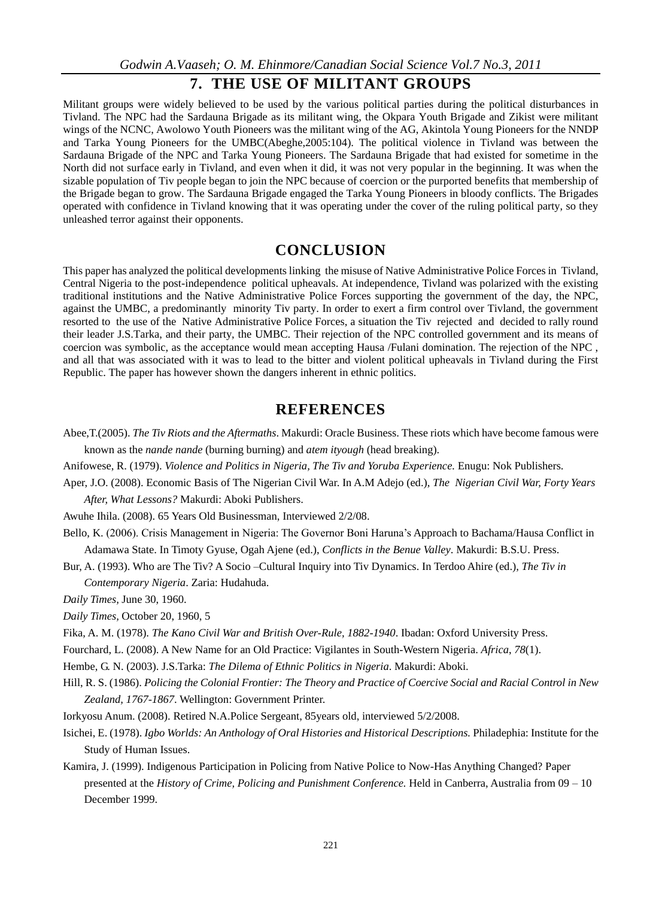## 7. THE USE OF MILITANT GROUPS

Militant groups were widely believed to be used by the various political parties during the political disturbances in Tivland. The NPC had the Sardauna Brigade as its militant wing, the Okpara Youth Brigade and Zikist were militant wings of the NCNC, Awolowo Youth Pioneers was the militant wing of the AG, Akintola Young Pioneers for the NNDP and Tarka Young Pioneers for the UMBC(Abeghe,2005:104). The political violence in Tivland was between the Sardauna Brigade of the NPC and Tarka Young Pioneers. The Sardauna Brigade that had existed for sometime in the North did not surface early in Tivland, and even when it did, it was not very popular in the beginning. It was when the sizable population of Tiv people began to join the NPC because of coercion or the purported benefits that membership of the Brigade began to grow. The Sardauna Brigade engaged the Tarka Young Pioneers in bloody conflicts. The Brigades operated with confidence in Tivland knowing that it was operating under the cover of the ruling political party, so they unleashed terror against their opponents.

## CONCLUSION

This paper has analyzed the political developments linking the misuse of Native Administrative Police Forces in Tivland, Central Nigeria to the post-independence political upheavals. At independence, Tivland was polarized with the existing traditional institutions and the Native Administrative Police Forces supporting the government of the day, the NPC, against the UMBC, a predominantly minority Tiv party. In order to exert a firm control over Tivland, the government resorted to the use of the Native Administrative Police Forces, a situation the Tiv rejected and decided to rally round their leader J.S.Tarka, and their party, the UMBC. Their rejection of the NPC controlled government and its means of coercion was symbolic, as the acceptance would mean accepting Hausa /Fulani domination. The rejection of the NPC , and all that was associated with it was to lead to the bitter and violent political upheavals in Tivland during the First Republic. The paper has however shown the dangers inherent in ethnic politics.

## REFERENCES

Abee,T.(2005). *The Tiv Riots and the Aftermaths*. Makurdi: Oracle Business. These riots which have become famous were known as the *nande nande* (burning burning) and *atem ityough* (head breaking).

Anifowese, R. (1979). *Violence and Politics in Nigeria, The Tiv and Yoruba Experience.* Enugu: Nok Publishers.

Aper, J.O. (2008). Economic Basis of The Nigerian Civil War. In A.M Adejo (ed.), *The Nigerian Civil War, Forty Years After, What Lessons?* Makurdi: Aboki Publishers.

Awuhe Ihila. (2008). 65 Years Old Businessman, Interviewed 2/2/08.

Bello, K. (2006). Crisis Management in Nigeria: The Governor Boni Haruna's Approach to Bachama/Hausa Conflict in Adamawa State. In Timoty Gyuse, Ogah Ajene (ed.), *Conflicts in the Benue Valley*. Makurdi: B.S.U. Press.

Bur, A. (1993). Who are The Tiv? A Socio –Cultural Inquiry into Tiv Dynamics. In Terdoo Ahire (ed.), *The Tiv in Contemporary Nigeria*. Zaria: Hudahuda.

*Daily Times*, June 30, 1960.

*Daily Times*, October 20, 1960, 5

Fika, A. M. (1978). *The Kano Civil War and British Over-Rule, 1882-1940*. Ibadan: Oxford University Press.

Fourchard, L. (2008). A New Name for an Old Practice: Vigilantes in South-Western Nigeria. *Africa*, *78*(1).

Hembe, G. N. (2003). J.S.Tarka: *The Dilema of Ethnic Politics in Nigeria*. Makurdi: Aboki.

Hill, R. S. (1986). *Policing the Colonial Frontier: The Theory and Practice of Coercive Social and Racial Control in New Zealand, 1767-1867*. Wellington: Government Printer.

Iorkyosu Anum. (2008). Retired N.A.Police Sergeant, 85years old, interviewed 5/2/2008.

Isichei, E. (1978). *Igbo Worlds: An Anthology of Oral Histories and Historical Descriptions.* Philadephia: Institute for the Study of Human Issues.

Kamira, J. (1999). Indigenous Participation in Policing from Native Police to Now-Has Anything Changed? Paper presented at the *History of Crime, Policing and Punishment Conference.* Held in Canberra, Australia from 09 – 10 December 1999.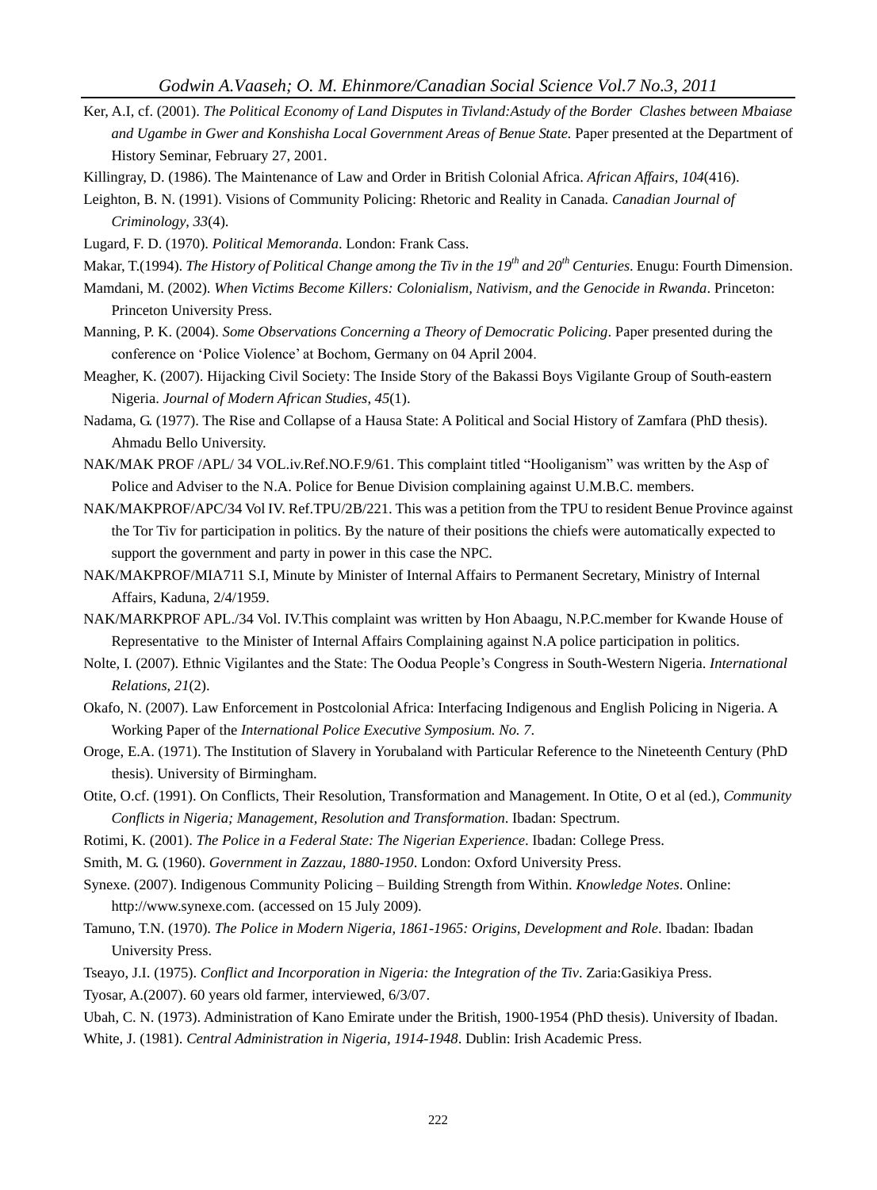Ker, A.I, cf. (2001). *The Political Economy of Land Disputes in Tivland:Astudy of the Border Clashes between Mbaiase and Ugambe in Gwer and Konshisha Local Government Areas of Benue State.* Paper presented at the Department of History Seminar, February 27, 2001.

Killingray, D. (1986). The Maintenance of Law and Order in British Colonial Africa. *African Affairs*, *104*(416).

Leighton, B. N. (1991). Visions of Community Policing: Rhetoric and Reality in Canada. *Canadian Journal of Criminology*, *33*(4).

Lugard, F. D. (1970). *Political Memoranda*. London: Frank Cass.

Makar, T.(1994). *The History of Political Change among the Tiv in the 19th and 20th Centuries*. Enugu: Fourth Dimension.

Mamdani, M. (2002). *When Victims Become Killers: Colonialism, Nativism, and the Genocide in Rwanda*. Princeton: Princeton University Press.

Manning, P. K. (2004). *Some Observations Concerning a Theory of Democratic Policing*. Paper presented during the conference on 'Police Violence' at Bochom, Germany on 04 April 2004.

Meagher, K. (2007). Hijacking Civil Society: The Inside Story of the Bakassi Boys Vigilante Group of South-eastern Nigeria. *Journal of Modern African Studies*, *45*(1).

Nadama, G. (1977). The Rise and Collapse of a Hausa State: A Political and Social History of Zamfara (PhD thesis). Ahmadu Bello University.

NAK/MAK PROF /APL/ 34 VOL.iv.Ref.NO.F.9/61. This complaint titled "Hooliganism" was written by the Asp of Police and Adviser to the N.A. Police for Benue Division complaining against U.M.B.C. members.

NAK/MAKPROF/APC/34 Vol IV. Ref.TPU/2B/221. This was a petition from the TPU to resident Benue Province against the Tor Tiv for participation in politics. By the nature of their positions the chiefs were automatically expected to support the government and party in power in this case the NPC.

NAK/MAKPROF/MIA711 S.I, Minute by Minister of Internal Affairs to Permanent Secretary, Ministry of Internal Affairs, Kaduna, 2/4/1959.

NAK/MARKPROF APL./34 Vol. IV.This complaint was written by Hon Abaagu, N.P.C.member for Kwande House of Representative to the Minister of Internal Affairs Complaining against N.A police participation in politics.

Nolte, I. (2007). Ethnic Vigilantes and the State: The Oodua People's Congress in South-Western Nigeria. *International Relations*, *21*(2).

Okafo, N. (2007). Law Enforcement in Postcolonial Africa: Interfacing Indigenous and English Policing in Nigeria. A Working Paper of the *International Police Executive Symposium. No. 7*.

Oroge, E.A. (1971). The Institution of Slavery in Yorubaland with Particular Reference to the Nineteenth Century (PhD thesis). University of Birmingham.

Otite, O.cf. (1991). On Conflicts, Their Resolution, Transformation and Management. In Otite, O et al (ed.), *Community Conflicts in Nigeria; Management, Resolution and Transformation*. Ibadan: Spectrum.

Rotimi, K. (2001). *The Police in a Federal State: The Nigerian Experience*. Ibadan: College Press.

Smith, M. G. (1960). *Government in Zazzau, 1880-1950*. London: Oxford University Press.

Synexe. (2007). Indigenous Community Policing – Building Strength from Within. *Knowledge Notes*. Online: http://www.synexe.com. (accessed on 15 July 2009).

Tamuno, T.N. (1970). *The Police in Modern Nigeria, 1861-1965: Origins, Development and Role*. Ibadan: Ibadan University Press.

Tseayo, J.I. (1975). *Conflict and Incorporation in Nigeria: the Integration of the Tiv*. Zaria:Gasikiya Press.

Tyosar, A.(2007). 60 years old farmer, interviewed, 6/3/07.

Ubah, C. N. (1973). Administration of Kano Emirate under the British, 1900-1954 (PhD thesis). University of Ibadan.

White, J. (1981). *Central Administration in Nigeria, 1914-1948*. Dublin: Irish Academic Press.